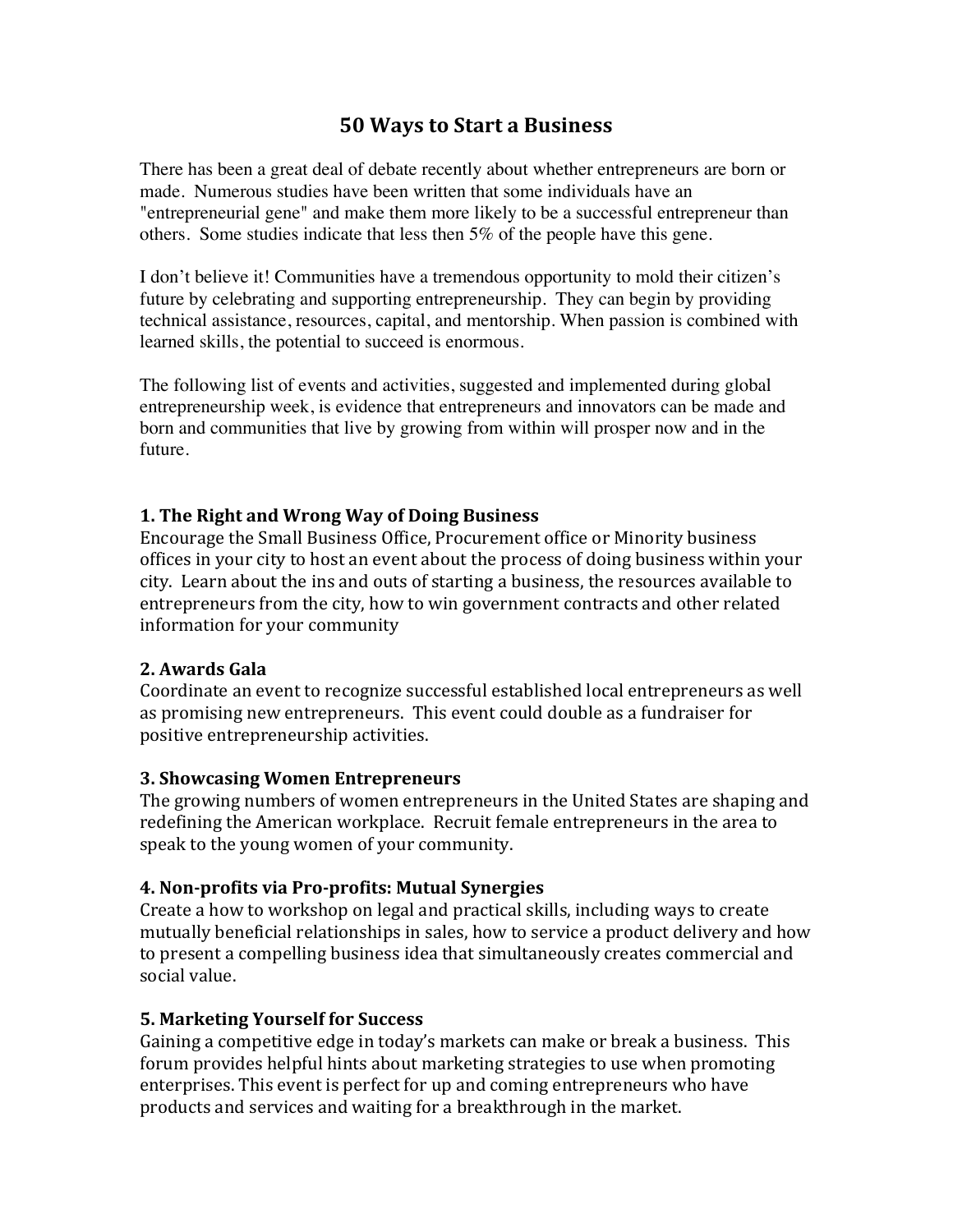# 50 Ways to Start a Business

There has been a great deal of debate recently about whether entrepreneurs are born or made. Numerous studies have been written that some individuals have an "entrepreneurial gene" and make them more likely to be a successful entrepreneur than others. Some studies indicate that less then 5% of the people have this gene.

I don't believe it! Communities have a tremendous opportunity to mold their citizen's future by celebrating and supporting entrepreneurship. They can begin by providing technical assistance, resources, capital, and mentorship. When passion is combined with learned skills, the potential to succeed is enormous.

The following list of events and activities, suggested and implemented during global entrepreneurship week, is evidence that entrepreneurs and innovators can be made and born and communities that live by growing from within will prosper now and in the future.

### 1. The Right and Wrong Way of Doing Business

Encourage the Small Business Office, Procurement office or Minority business offices in your city to host an event about the process of doing business within your city. Learn about the ins and outs of starting a business, the resources available to entrepreneurs from the city, how to win government contracts and other related information for your community

### 2. Awards Gala

Coordinate an event to recognize successful established local entrepreneurs as well as promising new entrepreneurs. This event could double as a fundraiser for positive entrepreneurship activities.

### 3. Showcasing Women Entrepreneurs

The growing numbers of women entrepreneurs in the United States are shaping and redefining the American workplace. Recruit female entrepreneurs in the area to speak to the young women of your community.

### 4. Non-profits via Pro-profits: Mutual Synergies

Create a how to workshop on legal and practical skills, including ways to create mutually beneficial relationships in sales, how to service a product delivery and how to present a compelling business idea that simultaneously creates commercial and social value.

### 5. Marketing Yourself for Success

Gaining a competitive edge in today's markets can make or break a business. This forum provides helpful hints about marketing strategies to use when promoting enterprises. This event is perfect for up and coming entrepreneurs who have products and services and waiting for a breakthrough in the market.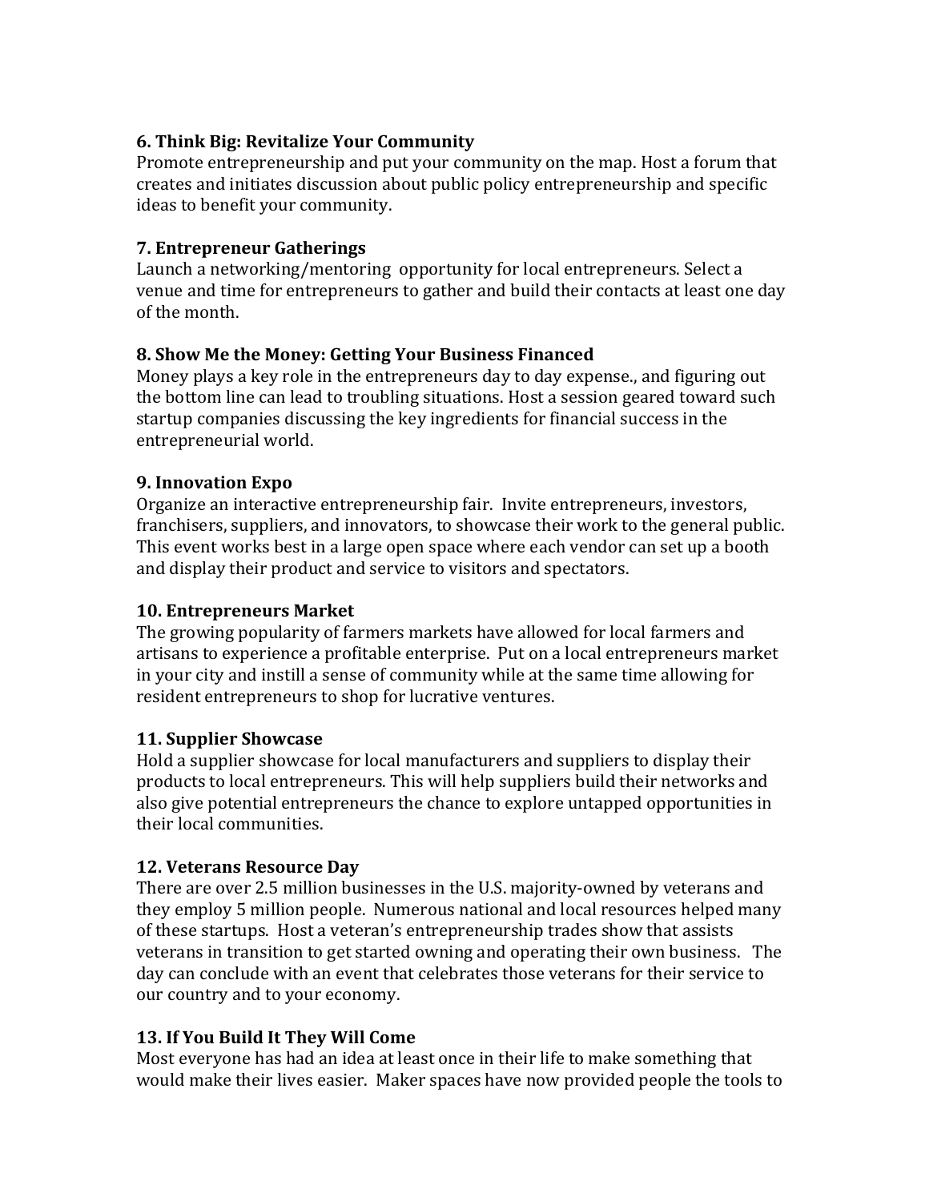**6. Think Big: Revitalize Your Community**
Promote entrepreneurship and put your community on the map. Host a forum that creates and initiates discussion about public policy entrepreneurship and specific ideas to benefit your community.

**7. Entrepreneur Gatherings**
Launch a networking/mentoring opportunity for local entrepreneurs. Select a venue and time for entrepreneurs to gather and build their contacts at least one day of the month.

**8. Show Me the Money: Getting Your Business Financed**
Money plays a key role in the entrepreneurs day to day expense., and figuring out the bottom line can lead to troubling situations. Host a session geared toward such startup companies discussing the key ingredients for financial success in the entrepreneurial world.

**9. Innovation Expo**
Organize an interactive entrepreneurship fair. Invite entrepreneurs, investors, franchisers, suppliers, and innovators, to showcase their work to the general public. This event works best in a large open space where each vendor can set up a booth and display their product and service to visitors and spectators.

**10. Entrepreneurs Market**
The growing popularity of farmers markets have allowed for local farmers and artisans to experience a profitable enterprise. Put on a local entrepreneurs market in your city and instill a sense of community while at the same time allowing for resident entrepreneurs to shop for lucrative ventures.

**11. Supplier Showcase**
Hold a supplier showcase for local manufacturers and suppliers to display their products to local entrepreneurs. This will help suppliers build their networks and also give potential entrepreneurs the chance to explore untapped opportunities in their local communities.

**12. Veterans Resource Day**
There are over 2.5 million businesses in the U.S. majority-owned by veterans and they employ 5 million people. Numerous national and local resources helped many of these startups. Host a veteran's entrepreneurship trades show that assists veterans in transition to get started owning and operating their own business. The day can conclude with an event that celebrates those veterans for their service to our country and to your economy.

**13. If You Build It They Will Come**
Most everyone has had an idea at least once in their life to make something that would make their lives easier. Maker spaces have now provided people the tools to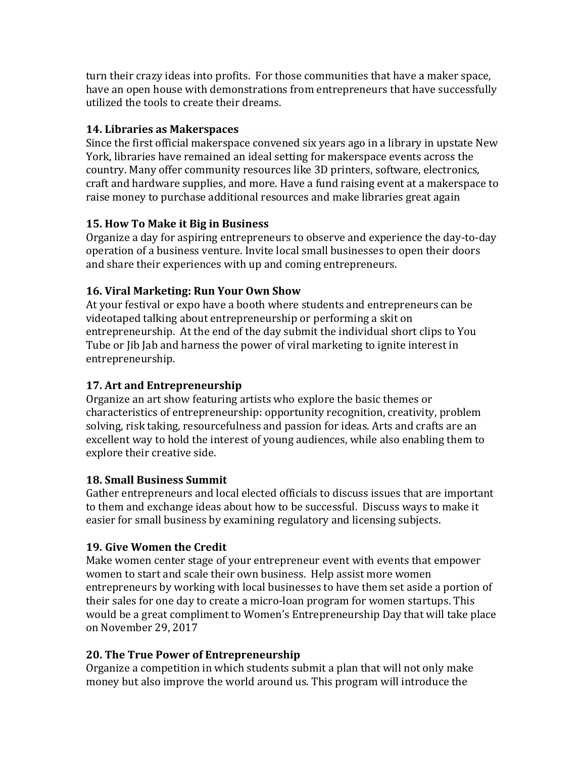turn their crazy ideas into profits. For those communities that have a maker space, have an open house with demonstrations from entrepreneurs that have successfully utilized the tools to create their dreams.

**14. Libraries as Makerspaces**

Since the first official makerspace convened six years ago in a library in upstate New York, libraries have remained an ideal setting for makerspace events across the country. Many offer community resources like 3D printers, software, electronics, craft and hardware supplies, and more. Have a fund raising event at a makerspace to raise money to purchase additional resources and make libraries great again

**15. How To Make it Big in Business**

Organize a day for aspiring entrepreneurs to observe and experience the day-to-day operation of a business venture. Invite local small businesses to open their doors and share their experiences with up and coming entrepreneurs.

**16. Viral Marketing: Run Your Own Show**

At your festival or expo have a booth where students and entrepreneurs can be videotaped talking about entrepreneurship or performing a skit on entrepreneurship. At the end of the day submit the individual short clips to You Tube or Jib Jab and harness the power of viral marketing to ignite interest in entrepreneurship.

**17. Art and Entrepreneurship**

Organize an art show featuring artists who explore the basic themes or characteristics of entrepreneurship: opportunity recognition, creativity, problem solving, risk taking, resourcefulness and passion for ideas. Arts and crafts are an excellent way to hold the interest of young audiences, while also enabling them to explore their creative side.

**18. Small Business Summit**

Gather entrepreneurs and local elected officials to discuss issues that are important to them and exchange ideas about how to be successful. Discuss ways to make it easier for small business by examining regulatory and licensing subjects.

**19. Give Women the Credit**

Make women center stage of your entrepreneur event with events that empower women to start and scale their own business. Help assist more women entrepreneurs by working with local businesses to have them set aside a portion of their sales for one day to create a micro-loan program for women startups. This would be a great compliment to Women's Entrepreneurship Day that will take place on November 29, 2017

**20. The True Power of Entrepreneurship**

Organize a competition in which students submit a plan that will not only make money but also improve the world around us. This program will introduce the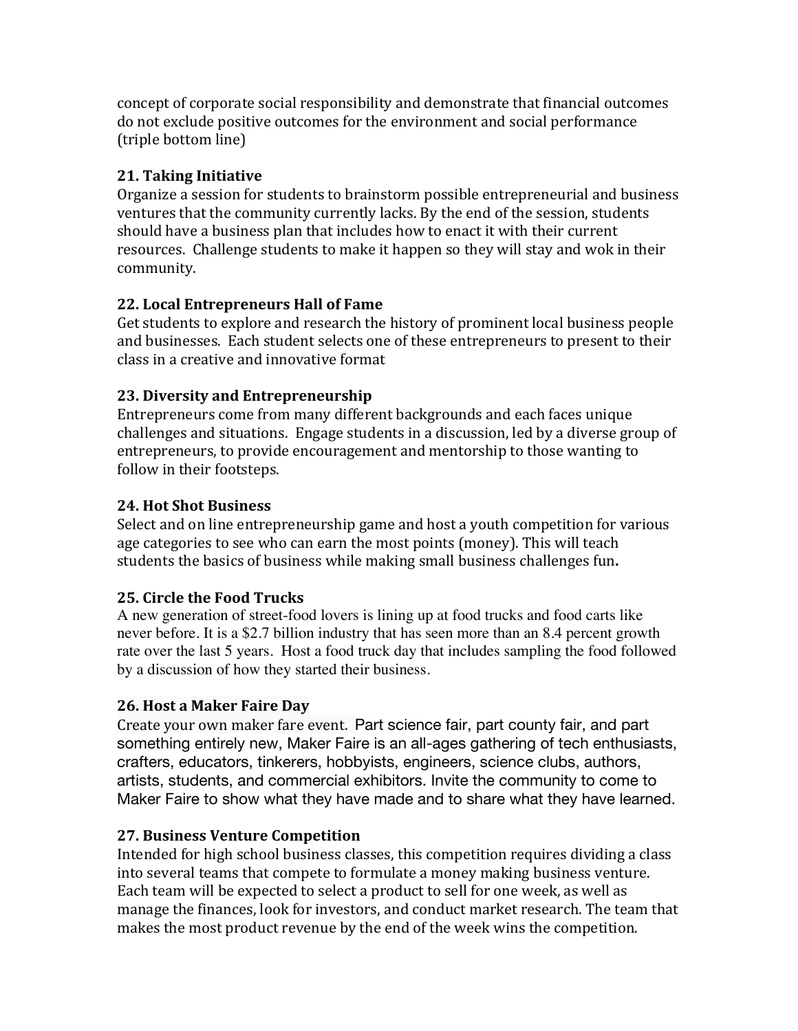concept of corporate social responsibility and demonstrate that financial outcomes do not exclude positive outcomes for the environment and social performance (triple bottom line)

**21. Taking Initiative**
Organize a session for students to brainstorm possible entrepreneurial and business ventures that the community currently lacks. By the end of the session, students should have a business plan that includes how to enact it with their current resources. Challenge students to make it happen so they will stay and wok in their community.

**22. Local Entrepreneurs Hall of Fame**
Get students to explore and research the history of prominent local business people and businesses. Each student selects one of these entrepreneurs to present to their class in a creative and innovative format

**23. Diversity and Entrepreneurship**
Entrepreneurs come from many different backgrounds and each faces unique challenges and situations. Engage students in a discussion, led by a diverse group of entrepreneurs, to provide encouragement and mentorship to those wanting to follow in their footsteps.

**24. Hot Shot Business**
Select and on line entrepreneurship game and host a youth competition for various age categories to see who can earn the most points (money). This will teach students the basics of business while making small business challenges fun.

**25. Circle the Food Trucks**
A new generation of street-food lovers is lining up at food trucks and food carts like never before. It is a $2.7 billion industry that has seen more than an 8.4 percent growth rate over the last 5 years. Host a food truck day that includes sampling the food followed by a discussion of how they started their business.

**26. Host a Maker Faire Day**
Create your own maker fare event. Part science fair, part county fair, and part something entirely new, Maker Faire is an all-ages gathering of tech enthusiasts, crafters, educators, tinkerers, hobbyists, engineers, science clubs, authors, artists, students, and commercial exhibitors. Invite the community to come to Maker Faire to show what they have made and to share what they have learned.

**27. Business Venture Competition**
Intended for high school business classes, this competition requires dividing a class into several teams that compete to formulate a money making business venture. Each team will be expected to select a product to sell for one week, as well as manage the finances, look for investors, and conduct market research. The team that makes the most product revenue by the end of the week wins the competition.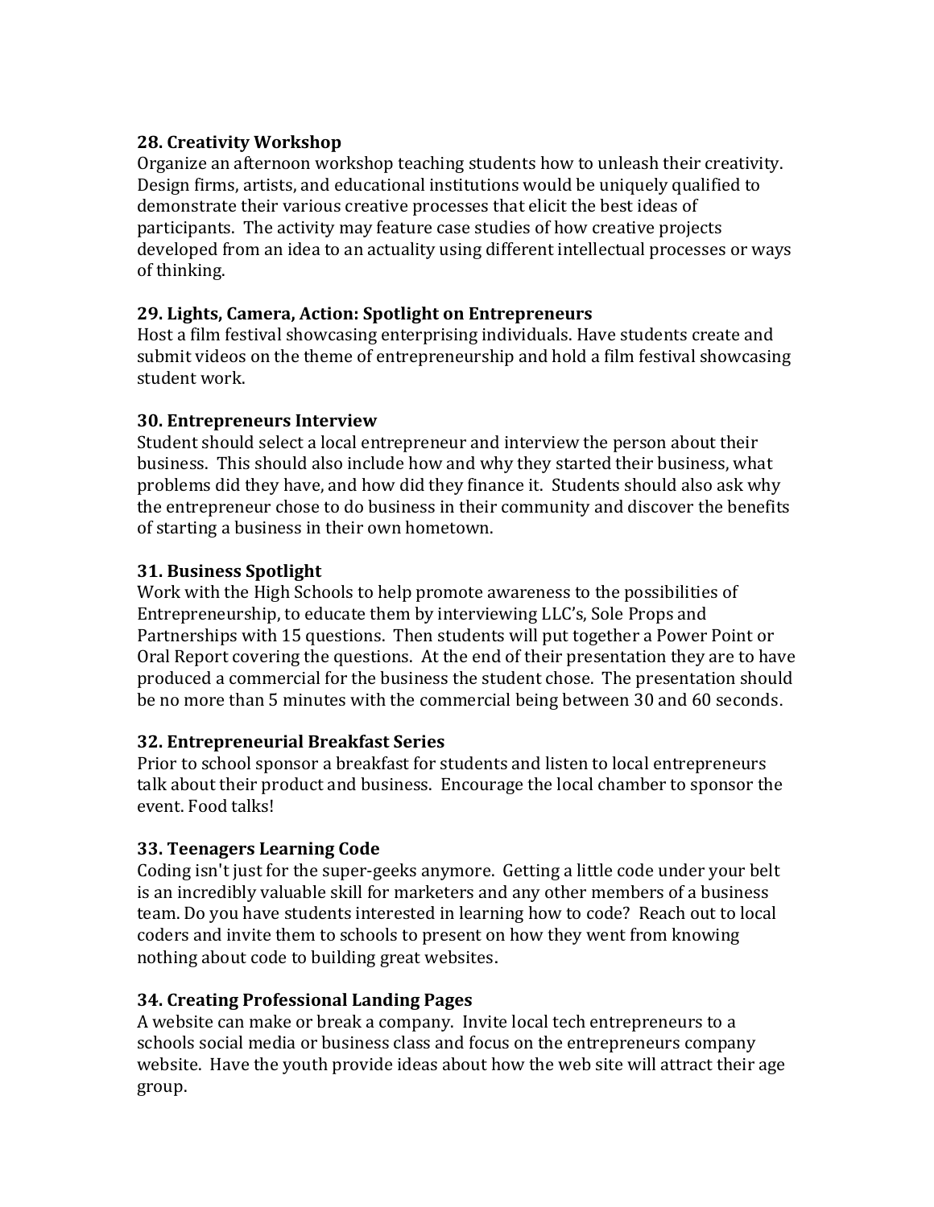**28. Creativity Workshop**
Organize an afternoon workshop teaching students how to unleash their creativity. Design firms, artists, and educational institutions would be uniquely qualified to demonstrate their various creative processes that elicit the best ideas of participants. The activity may feature case studies of how creative projects developed from an idea to an actuality using different intellectual processes or ways of thinking.

**29. Lights, Camera, Action: Spotlight on Entrepreneurs**
Host a film festival showcasing enterprising individuals. Have students create and submit videos on the theme of entrepreneurship and hold a film festival showcasing student work.

**30. Entrepreneurs Interview**
Student should select a local entrepreneur and interview the person about their business. This should also include how and why they started their business, what problems did they have, and how did they finance it. Students should also ask why the entrepreneur chose to do business in their community and discover the benefits of starting a business in their own hometown.

**31. Business Spotlight**
Work with the High Schools to help promote awareness to the possibilities of Entrepreneurship, to educate them by interviewing LLC's, Sole Props and Partnerships with 15 questions. Then students will put together a Power Point or Oral Report covering the questions. At the end of their presentation they are to have produced a commercial for the business the student chose. The presentation should be no more than 5 minutes with the commercial being between 30 and 60 seconds.

**32. Entrepreneurial Breakfast Series**
Prior to school sponsor a breakfast for students and listen to local entrepreneurs talk about their product and business. Encourage the local chamber to sponsor the event. Food talks!

**33. Teenagers Learning Code**
Coding isn't just for the super-geeks anymore. Getting a little code under your belt is an incredibly valuable skill for marketers and any other members of a business team. Do you have students interested in learning how to code? Reach out to local coders and invite them to schools to present on how they went from knowing nothing about code to building great websites.

**34. Creating Professional Landing Pages**
A website can make or break a company. Invite local tech entrepreneurs to a schools social media or business class and focus on the entrepreneurs company website. Have the youth provide ideas about how the web site will attract their age group.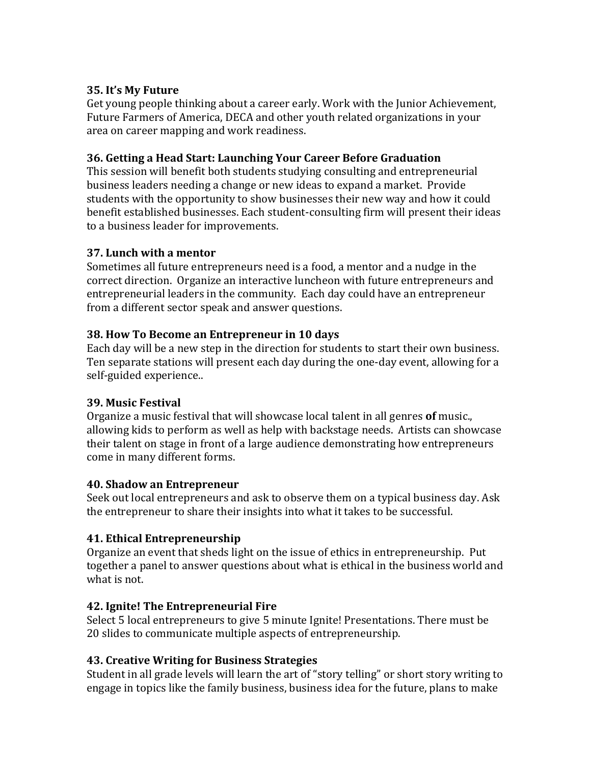**35. It's My Future**
Get young people thinking about a career early. Work with the Junior Achievement, Future Farmers of America, DECA and other youth related organizations in your area on career mapping and work readiness.

**36. Getting a Head Start: Launching Your Career Before Graduation**
This session will benefit both students studying consulting and entrepreneurial business leaders needing a change or new ideas to expand a market. Provide students with the opportunity to show businesses their new way and how it could benefit established businesses. Each student-consulting firm will present their ideas to a business leader for improvements.

**37. Lunch with a mentor**
Sometimes all future entrepreneurs need is a food, a mentor and a nudge in the correct direction. Organize an interactive luncheon with future entrepreneurs and entrepreneurial leaders in the community. Each day could have an entrepreneur from a different sector speak and answer questions.

**38. How To Become an Entrepreneur in 10 days**
Each day will be a new step in the direction for students to start their own business. Ten separate stations will present each day during the one-day event, allowing for a self-guided experience..

**39. Music Festival**
Organize a music festival that will showcase local talent in all genres **of** music., allowing kids to perform as well as help with backstage needs. Artists can showcase their talent on stage in front of a large audience demonstrating how entrepreneurs come in many different forms.

**40. Shadow an Entrepreneur**
Seek out local entrepreneurs and ask to observe them on a typical business day. Ask the entrepreneur to share their insights into what it takes to be successful.

**41. Ethical Entrepreneurship**
Organize an event that sheds light on the issue of ethics in entrepreneurship. Put together a panel to answer questions about what is ethical in the business world and what is not.

**42. Ignite! The Entrepreneurial Fire**
Select 5 local entrepreneurs to give 5 minute Ignite! Presentations. There must be 20 slides to communicate multiple aspects of entrepreneurship.

**43. Creative Writing for Business Strategies**
Student in all grade levels will learn the art of "story telling" or short story writing to engage in topics like the family business, business idea for the future, plans to make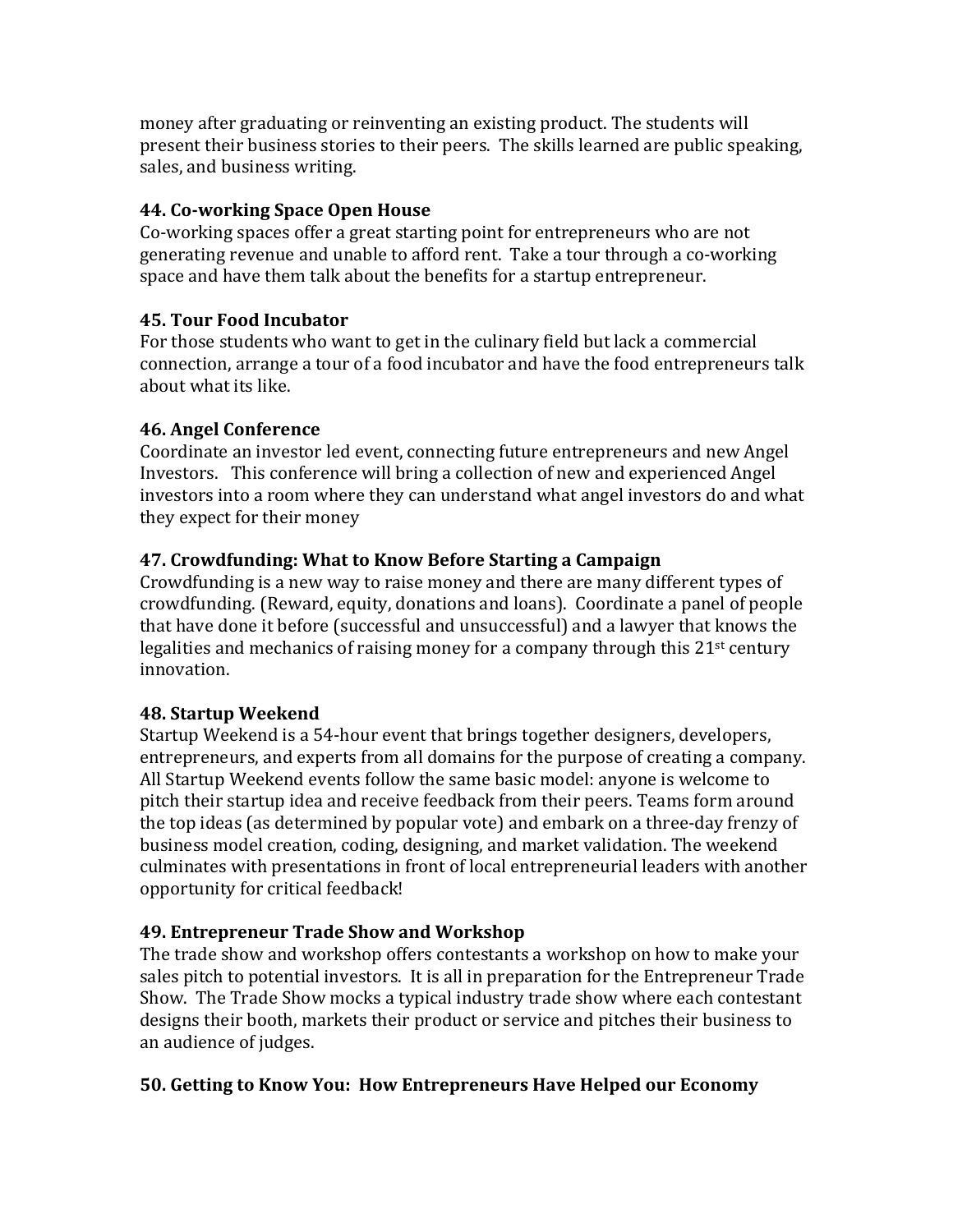money after graduating or reinventing an existing product. The students will present their business stories to their peers. The skills learned are public speaking, sales, and business writing.

### 44. Co-working Space Open House

Co-working spaces offer a great starting point for entrepreneurs who are not generating revenue and unable to afford rent. Take a tour through a co-working space and have them talk about the benefits for a startup entrepreneur.

### 45. Tour Food Incubator

For those students who want to get in the culinary field but lack a commercial connection, arrange a tour of a food incubator and have the food entrepreneurs talk about what its like.

### 46. Angel Conference

Coordinate an investor led event, connecting future entrepreneurs and new Angel Investors. This conference will bring a collection of new and experienced Angel investors into a room where they can understand what angel investors do and what they expect for their money

### 47. Crowdfunding: What to Know Before Starting a Campaign

Crowdfunding is a new way to raise money and there are many different types of crowdfunding. (Reward, equity, donations and loans). Coordinate a panel of people that have done it before (successful and unsuccessful) and a lawyer that knows the legalities and mechanics of raising money for a company through this 21st century innovation.

### 48. Startup Weekend

Startup Weekend is a 54-hour event that brings together designers, developers, entrepreneurs, and experts from all domains for the purpose of creating a company. All Startup Weekend events follow the same basic model: anyone is welcome to pitch their startup idea and receive feedback from their peers. Teams form around the top ideas (as determined by popular vote) and embark on a three-day frenzy of business model creation, coding, designing, and market validation. The weekend culminates with presentations in front of local entrepreneurial leaders with another opportunity for critical feedback!

### 49. Entrepreneur Trade Show and Workshop

The trade show and workshop offers contestants a workshop on how to make your sales pitch to potential investors. It is all in preparation for the Entrepreneur Trade Show. The Trade Show mocks a typical industry trade show where each contestant designs their booth, markets their product or service and pitches their business to an audience of judges.

### 50. Getting to Know You: How Entrepreneurs Have Helped our Economy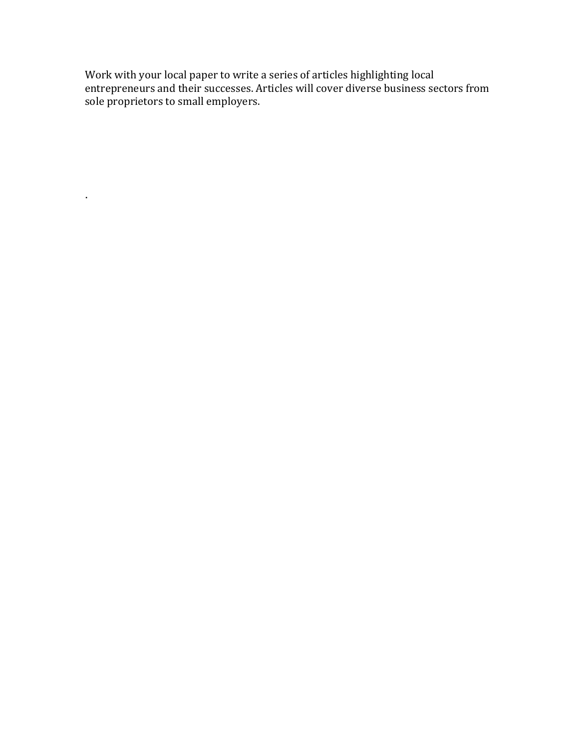Work with your local paper to write a series of articles highlighting local entrepreneurs and their successes. Articles will cover diverse business sectors from sole proprietors to small employers.

.